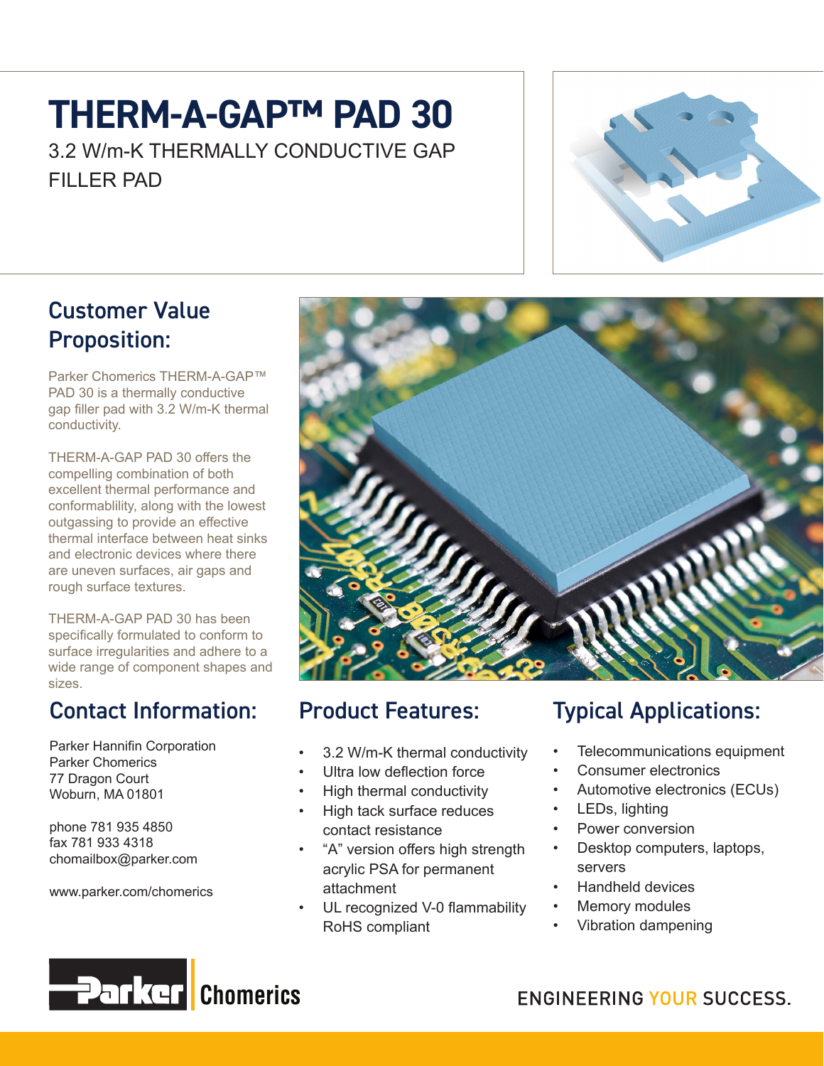# THERM-A-GAP™ PAD 30

3.2 W/m-K THERMALLY CONDUCTIVE GAP FILLER PAD

## Customer Value Proposition:

Parker Chomerics THERM-A-GAP™ PAD 30 is a thermally conductive gap filler pad with 3.2 W/m-K thermal conductivity.

THERM-A-GAP PAD 30 offers the compelling combination of both excellent thermal performance and conformablility, along with the lowest outgassing to provide an effective thermal interface between heat sinks and electronic devices where there are uneven surfaces, air gaps and rough surface textures.

THERM-A-GAP PAD 30 has been specifically formulated to conform to surface irregularities and adhere to a wide range of component shapes and sizes.

## Contact Information:

Parker Hannifin Corporation
Parker Chomerics
77 Dragon Court
Woburn, MA 01801

phone 781 935 4850
fax 781 933 4318
chomailbox@parker.com

www.parker.com/chomerics

## Product Features:

- 3.2 W/m-K thermal conductivity
- Ultra low deflection force
- High thermal conductivity
- High tack surface reduces contact resistance
- "A" version offers high strength acrylic PSA for permanent attachment
- UL recognized V-0 flammability RoHS compliant

## Typical Applications:

- Telecommunications equipment
- Consumer electronics
- Automotive electronics (ECUs)
- LEDs, lighting
- Power conversion
- Desktop computers, laptops, servers
- Handheld devices
- Memory modules
- Vibration dampening

Parker Chomerics

ENGINEERING YOUR SUCCESS.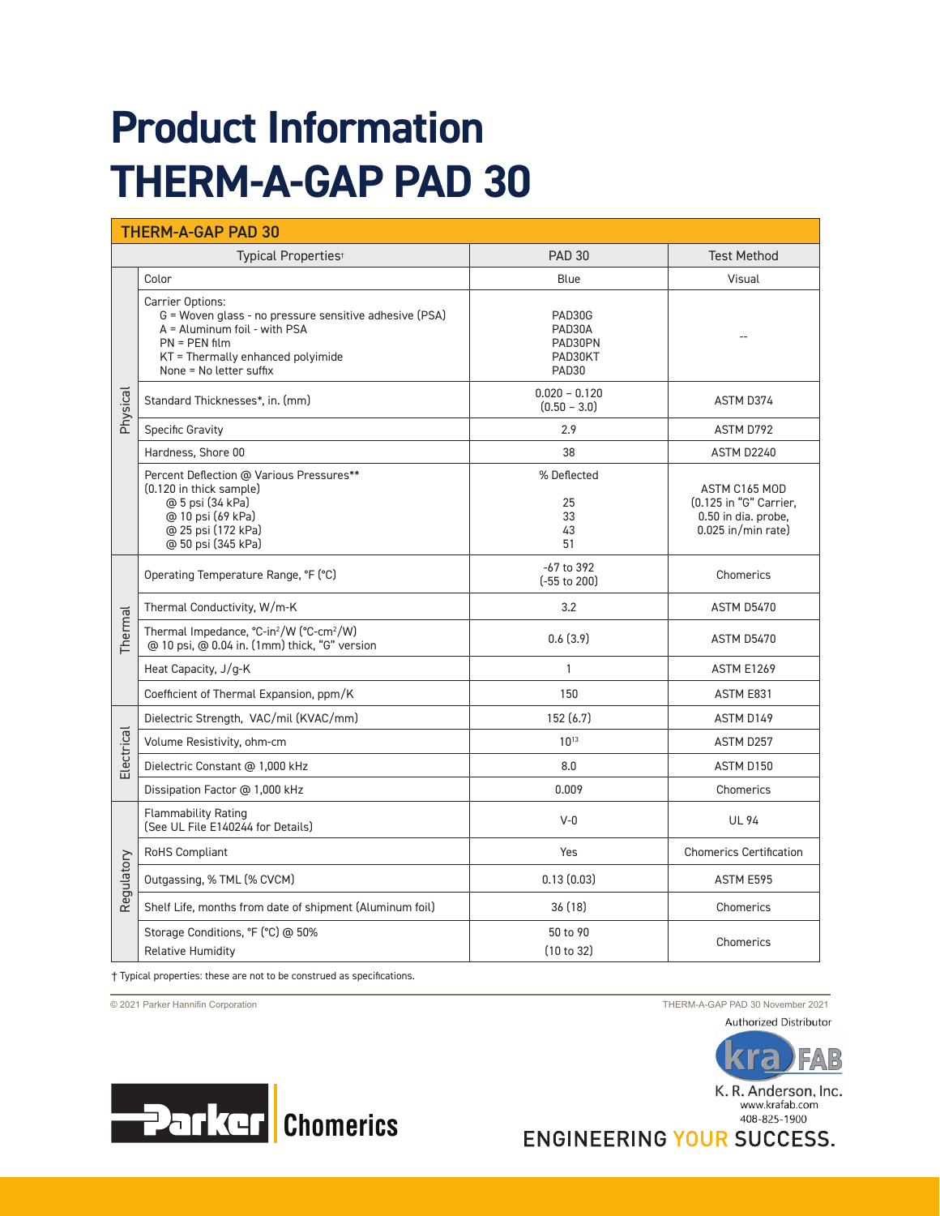# Product Information
# THERM-A-GAP PAD 30

| THERM-A-GAP PAD 30 | | | |
|---|---|---|---|
| | Typical Properties† | PAD 30 | Test Method |
| Physical | Color | Blue | Visual |
| | Carrier Options:<br>G = Woven glass - no pressure sensitive adhesive (PSA)<br>A = Aluminum foil - with PSA<br>PN = PEN film<br>KT = Thermally enhanced polyimide<br>None = No letter suffix | PAD30G<br>PAD30A<br>PAD30PN<br>PAD30KT<br>PAD30 | -- |
| | Standard Thicknesses*, in. (mm) | 0.020 – 0.120<br>(0.50 – 3.0) | ASTM D374 |
| | Specific Gravity | 2.9 | ASTM D792 |
| | Hardness, Shore 00 | 38 | ASTM D2240 |
| | Percent Deflection @ Various Pressures**<br>(0.120 in thick sample)<br>@ 5 psi (34 kPa)<br>@ 10 psi (69 kPa)<br>@ 25 psi (172 kPa)<br>@ 50 psi (345 kPa) | % Deflected<br><br>25<br>33<br>43<br>51 | ASTM C165 MOD<br>(0.125 in "G" Carrier,<br>0.50 in dia. probe,<br>0.025 in/min rate) |
| Thermal | Operating Temperature Range, °F (°C) | -67 to 392<br>(-55 to 200) | Chomerics |
| | Thermal Conductivity, W/m-K | 3.2 | ASTM D5470 |
| | Thermal Impedance, °C-in²/W (°C-cm²/W)<br>@ 10 psi, @ 0.04 in. (1mm) thick, "G" version | 0.6 (3.9) | ASTM D5470 |
| | Heat Capacity, J/g-K | 1 | ASTM E1269 |
| | Coefficient of Thermal Expansion, ppm/K | 150 | ASTM E831 |
| Electrical | Dielectric Strength, VAC/mil (KVAC/mm) | 152 (6.7) | ASTM D149 |
| | Volume Resistivity, ohm-cm | $10^{13}$ | ASTM D257 |
| | Dielectric Constant @ 1,000 kHz | 8.0 | ASTM D150 |
| | Dissipation Factor @ 1,000 kHz | 0.009 | Chomerics |
| Regulatory | Flammability Rating<br>(See UL File E140244 for Details) | V-0 | UL 94 |
| | RoHS Compliant | Yes | Chomerics Certification |
| | Outgassing, % TML (% CVCM) | 0.13 (0.03) | ASTM E595 |
| | Shelf Life, months from date of shipment (Aluminum foil) | 36 (18) | Chomerics |
| | Storage Conditions, °F (°C) @ 50%<br>Relative Humidity | 50 to 90<br>(10 to 32) | Chomerics |

† Typical properties: these are not to be construed as specifications.

© 2021 Parker Hannifin Corporation

THERM-A-GAP PAD 30 November 2021

Authorized Distributor

K. R. Anderson, Inc.
www.krafab.com
408-825-1900

ENGINEERING YOUR SUCCESS.

Parker Chomerics